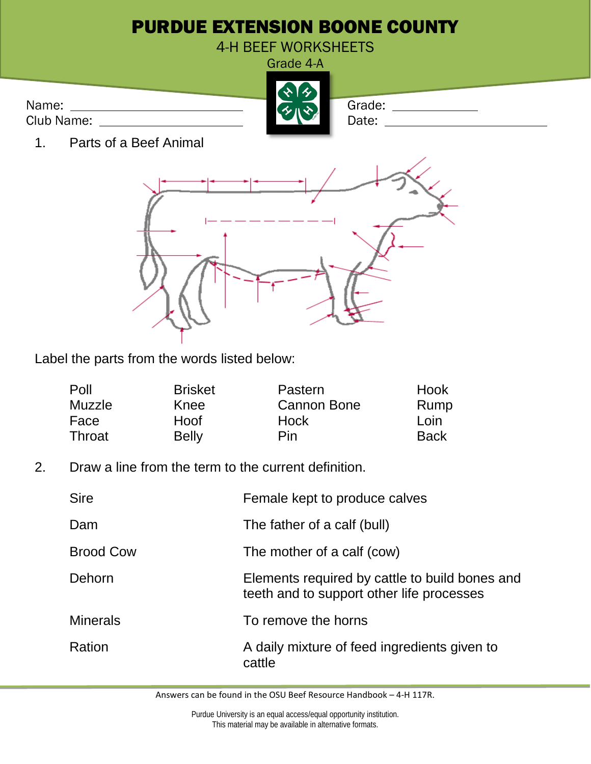# PURDUE EXTENSION BOONE COUNTY

4-H BEEF WORKSHEETS

Grade 4-A

Name: ____________________ Grade: ____________

Club Name: ____________________ Date: ____________________

1. Parts of a Beef Animal

Label the parts from the words listed below:

| | | | |
|---|---|---|---|
| Poll | Brisket | Pastern | Hook |
| Muzzle | Knee | Cannon Bone | Rump |
| Face | Hoof | Hock | Loin |
| Throat | Belly | Pin | Back |

2. Draw a line from the term to the current definition.

| | |
|---|---|
| Sire | Female kept to produce calves |
| Dam | The father of a calf (bull) |
| Brood Cow | The mother of a calf (cow) |
| Dehorn | Elements required by cattle to build bones and teeth and to support other life processes |
| Minerals | To remove the horns |
| Ration | A daily mixture of feed ingredients given to cattle |

Answers can be found in the OSU Beef Resource Handbook – 4-H 117R.

Purdue University is an equal access/equal opportunity institution.
This material may be available in alternative formats.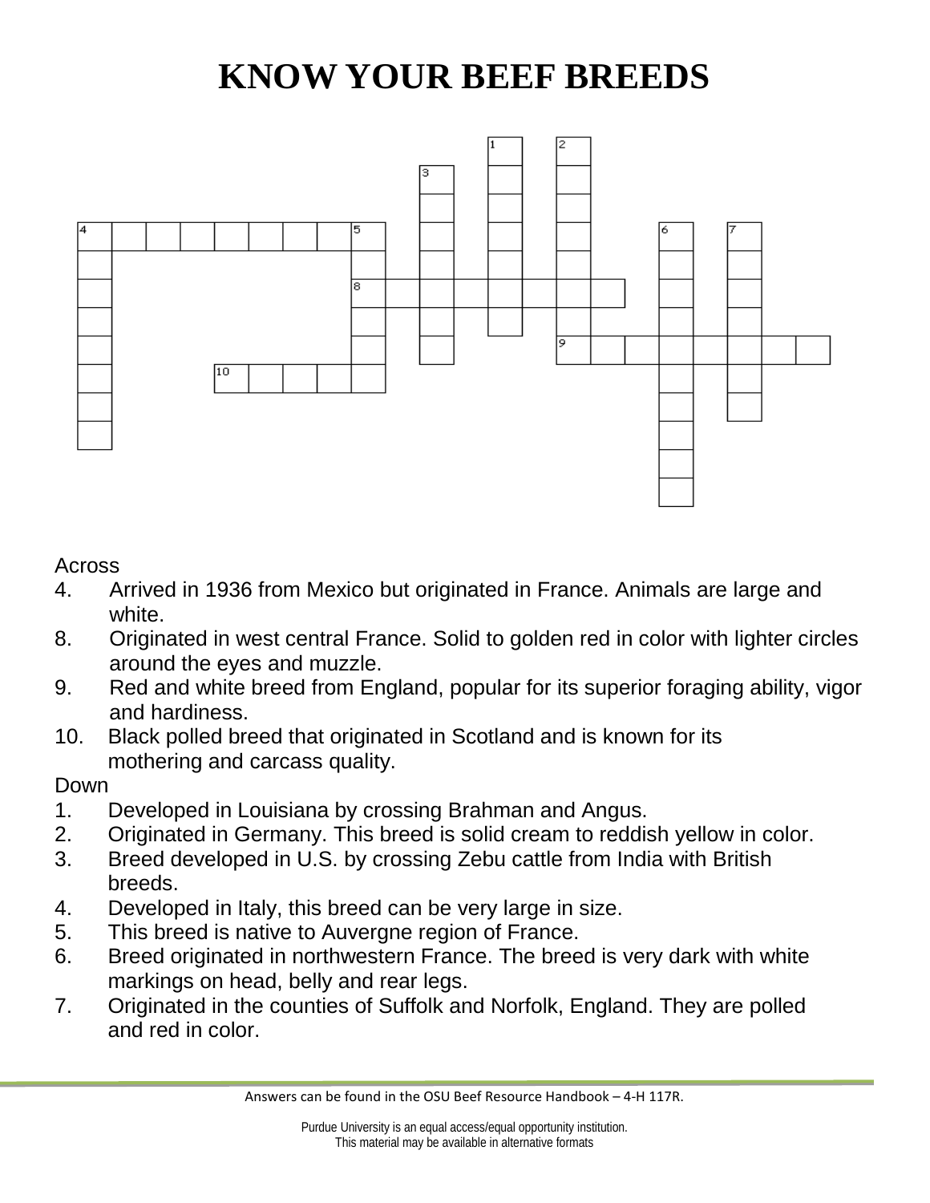# KNOW YOUR BEEF BREEDS

Across

4. Arrived in 1936 from Mexico but originated in France. Animals are large and white.
8. Originated in west central France. Solid to golden red in color with lighter circles around the eyes and muzzle.
9. Red and white breed from England, popular for its superior foraging ability, vigor and hardiness.
10. Black polled breed that originated in Scotland and is known for its mothering and carcass quality.

Down

1. Developed in Louisiana by crossing Brahman and Angus.
2. Originated in Germany. This breed is solid cream to reddish yellow in color.
3. Breed developed in U.S. by crossing Zebu cattle from India with British breeds.
4. Developed in Italy, this breed can be very large in size.
5. This breed is native to Auvergne region of France.
6. Breed originated in northwestern France. The breed is very dark with white markings on head, belly and rear legs.
7. Originated in the counties of Suffolk and Norfolk, England. They are polled and red in color.

Answers can be found in the OSU Beef Resource Handbook – 4-H 117R.

Purdue University is an equal access/equal opportunity institution.
This material may be available in alternative formats